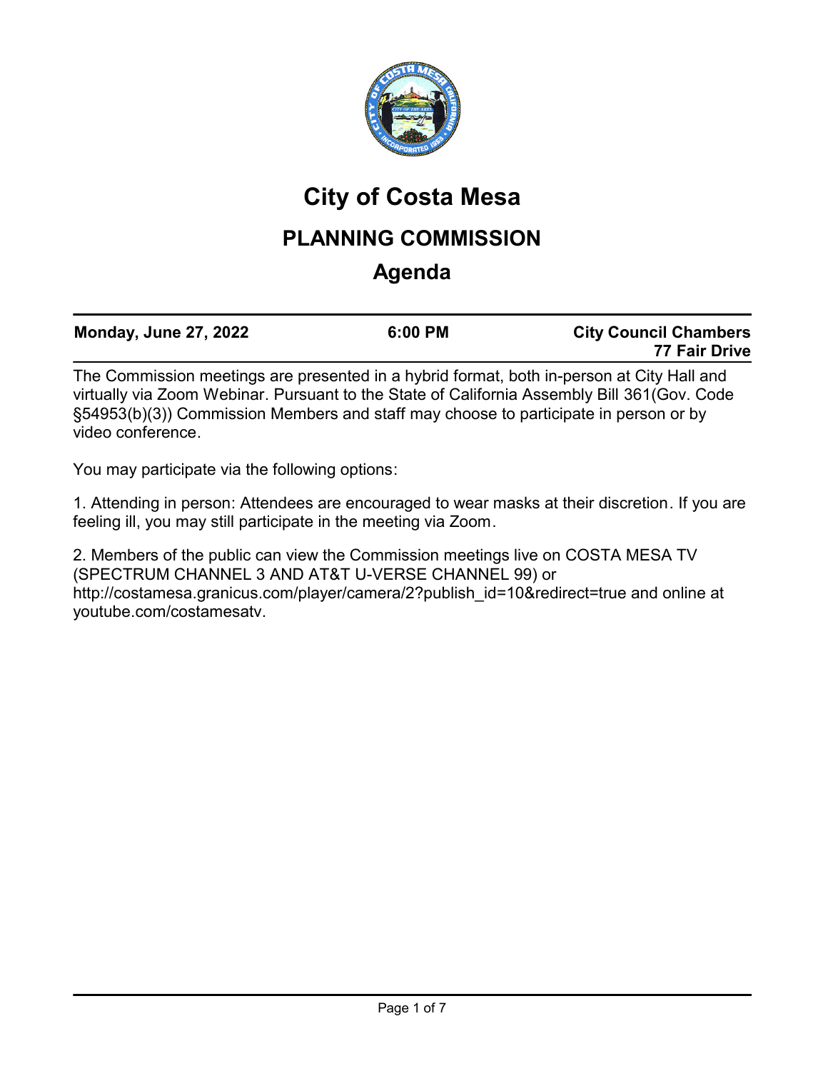# City of Costa Mesa

## PLANNING COMMISSION

## Agenda

| **Monday, June 27, 2022** | **6:00 PM** | **City Council Chambers 77 Fair Drive** |
|---|---|---|

The Commission meetings are presented in a hybrid format, both in-person at City Hall and virtually via Zoom Webinar. Pursuant to the State of California Assembly Bill 361(Gov. Code §54953(b)(3)) Commission Members and staff may choose to participate in person or by video conference.

You may participate via the following options:

1. Attending in person: Attendees are encouraged to wear masks at their discretion. If you are feeling ill, you may still participate in the meeting via Zoom.

2. Members of the public can view the Commission meetings live on COSTA MESA TV (SPECTRUM CHANNEL 3 AND AT&T U-VERSE CHANNEL 99) or http://costamesa.granicus.com/player/camera/2?publish_id=10&redirect=true and online at youtube.com/costamesatv.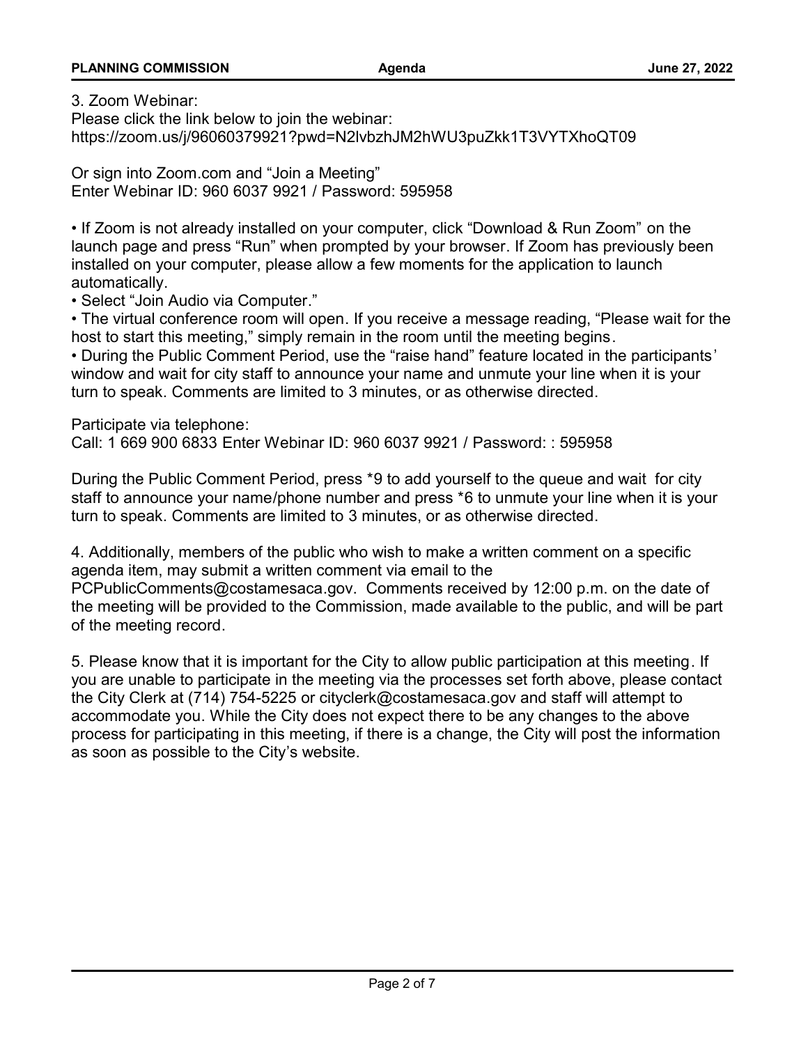3. Zoom Webinar:
Please click the link below to join the webinar:
https://zoom.us/j/96060379921?pwd=N2lvbzhJM2hWU3puZkk1T3VYTXhoQT09

Or sign into Zoom.com and "Join a Meeting"
Enter Webinar ID: 960 6037 9921 / Password: 595958

- If Zoom is not already installed on your computer, click "Download & Run Zoom" on the launch page and press "Run" when prompted by your browser. If Zoom has previously been installed on your computer, please allow a few moments for the application to launch automatically.
- Select "Join Audio via Computer."
- The virtual conference room will open. If you receive a message reading, "Please wait for the host to start this meeting," simply remain in the room until the meeting begins.
- During the Public Comment Period, use the "raise hand" feature located in the participants' window and wait for city staff to announce your name and unmute your line when it is your turn to speak. Comments are limited to 3 minutes, or as otherwise directed.

Participate via telephone:
Call: 1 669 900 6833 Enter Webinar ID: 960 6037 9921 / Password: : 595958

During the Public Comment Period, press *9 to add yourself to the queue and wait for city staff to announce your name/phone number and press *6 to unmute your line when it is your turn to speak. Comments are limited to 3 minutes, or as otherwise directed.

4. Additionally, members of the public who wish to make a written comment on a specific agenda item, may submit a written comment via email to the PCPublicComments@costamesaca.gov. Comments received by 12:00 p.m. on the date of the meeting will be provided to the Commission, made available to the public, and will be part of the meeting record.

5. Please know that it is important for the City to allow public participation at this meeting. If you are unable to participate in the meeting via the processes set forth above, please contact the City Clerk at (714) 754-5225 or cityclerk@costamesaca.gov and staff will attempt to accommodate you. While the City does not expect there to be any changes to the above process for participating in this meeting, if there is a change, the City will post the information as soon as possible to the City's website.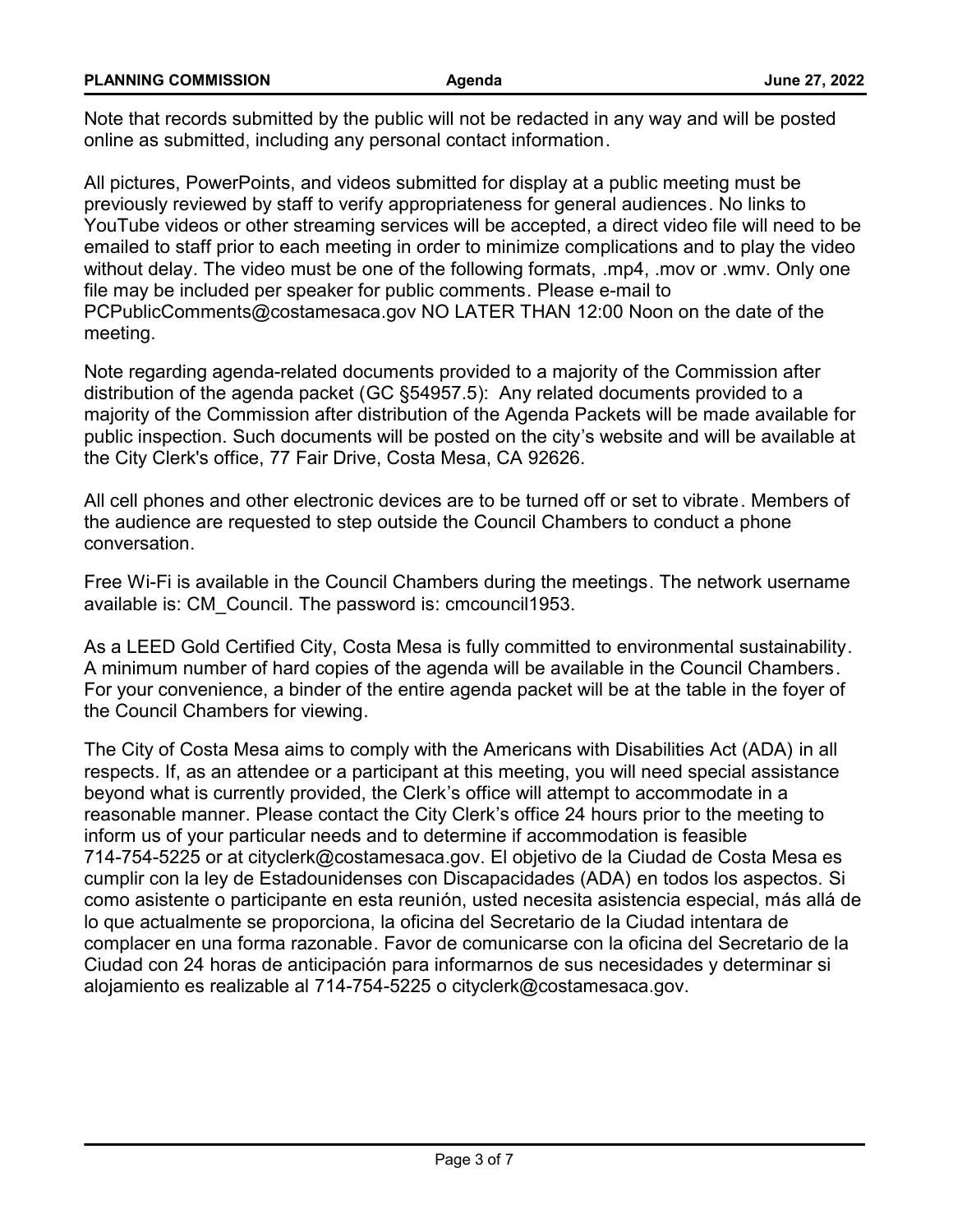Note that records submitted by the public will not be redacted in any way and will be posted online as submitted, including any personal contact information.

All pictures, PowerPoints, and videos submitted for display at a public meeting must be previously reviewed by staff to verify appropriateness for general audiences. No links to YouTube videos or other streaming services will be accepted, a direct video file will need to be emailed to staff prior to each meeting in order to minimize complications and to play the video without delay. The video must be one of the following formats, .mp4, .mov or .wmv. Only one file may be included per speaker for public comments. Please e-mail to PCPublicComments@costamesaca.gov NO LATER THAN 12:00 Noon on the date of the meeting.

Note regarding agenda-related documents provided to a majority of the Commission after distribution of the agenda packet (GC §54957.5): Any related documents provided to a majority of the Commission after distribution of the Agenda Packets will be made available for public inspection. Such documents will be posted on the city's website and will be available at the City Clerk's office, 77 Fair Drive, Costa Mesa, CA 92626.

All cell phones and other electronic devices are to be turned off or set to vibrate. Members of the audience are requested to step outside the Council Chambers to conduct a phone conversation.

Free Wi-Fi is available in the Council Chambers during the meetings. The network username available is: CM_Council. The password is: cmcouncil1953.

As a LEED Gold Certified City, Costa Mesa is fully committed to environmental sustainability. A minimum number of hard copies of the agenda will be available in the Council Chambers. For your convenience, a binder of the entire agenda packet will be at the table in the foyer of the Council Chambers for viewing.

The City of Costa Mesa aims to comply with the Americans with Disabilities Act (ADA) in all respects. If, as an attendee or a participant at this meeting, you will need special assistance beyond what is currently provided, the Clerk's office will attempt to accommodate in a reasonable manner. Please contact the City Clerk's office 24 hours prior to the meeting to inform us of your particular needs and to determine if accommodation is feasible 714-754-5225 or at cityclerk@costamesaca.gov. El objetivo de la Ciudad de Costa Mesa es cumplir con la ley de Estadounidenses con Discapacidades (ADA) en todos los aspectos. Si como asistente o participante en esta reunión, usted necesita asistencia especial, más allá de lo que actualmente se proporciona, la oficina del Secretario de la Ciudad intentara de complacer en una forma razonable. Favor de comunicarse con la oficina del Secretario de la Ciudad con 24 horas de anticipación para informarnos de sus necesidades y determinar si alojamiento es realizable al 714-754-5225 o cityclerk@costamesaca.gov.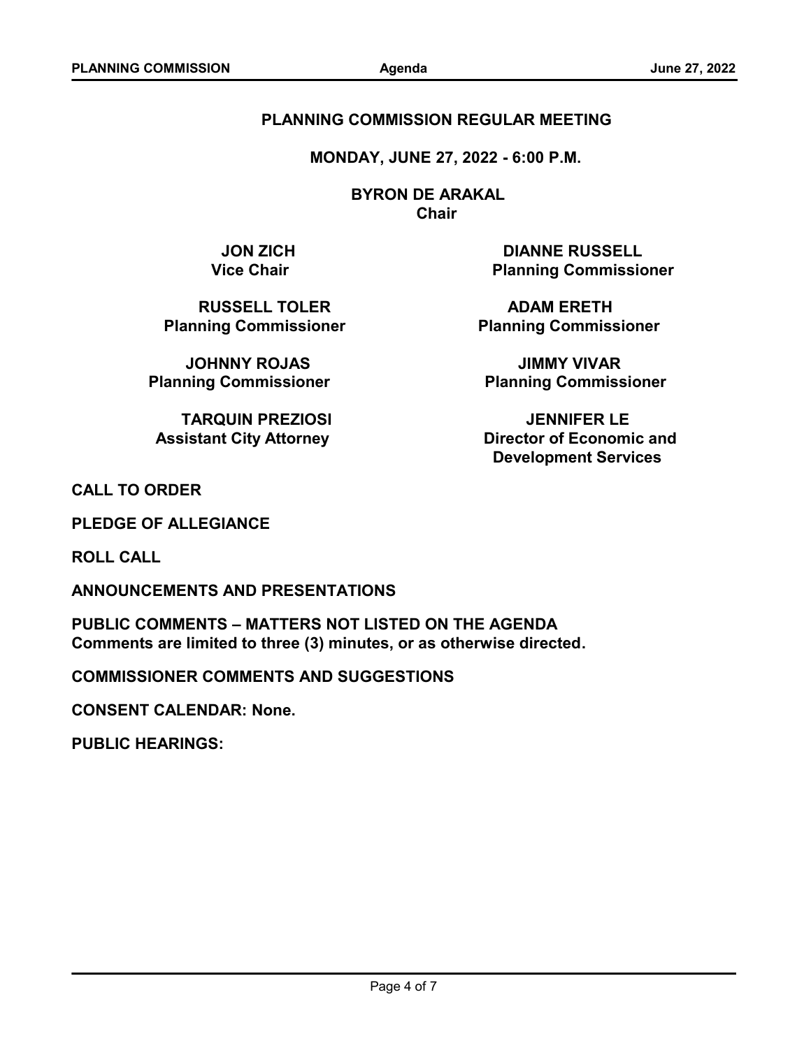# PLANNING COMMISSION REGULAR MEETING

**MONDAY, JUNE 27, 2022 - 6:00 P.M.**

**BYRON DE ARAKAL**
**Chair**

**JON ZICH**
**Vice Chair**

**DIANNE RUSSELL**
**Planning Commissioner**

**RUSSELL TOLER**
**Planning Commissioner**

**ADAM ERETH**
**Planning Commissioner**

**JOHNNY ROJAS**
**Planning Commissioner**

**JIMMY VIVAR**
**Planning Commissioner**

**TARQUIN PREZIOSI**
**Assistant City Attorney**

**JENNIFER LE**
**Director of Economic and Development Services**

**CALL TO ORDER**

**PLEDGE OF ALLEGIANCE**

**ROLL CALL**

**ANNOUNCEMENTS AND PRESENTATIONS**

**PUBLIC COMMENTS – MATTERS NOT LISTED ON THE AGENDA**
**Comments are limited to three (3) minutes, or as otherwise directed.**

**COMMISSIONER COMMENTS AND SUGGESTIONS**

**CONSENT CALENDAR: None.**

**PUBLIC HEARINGS:**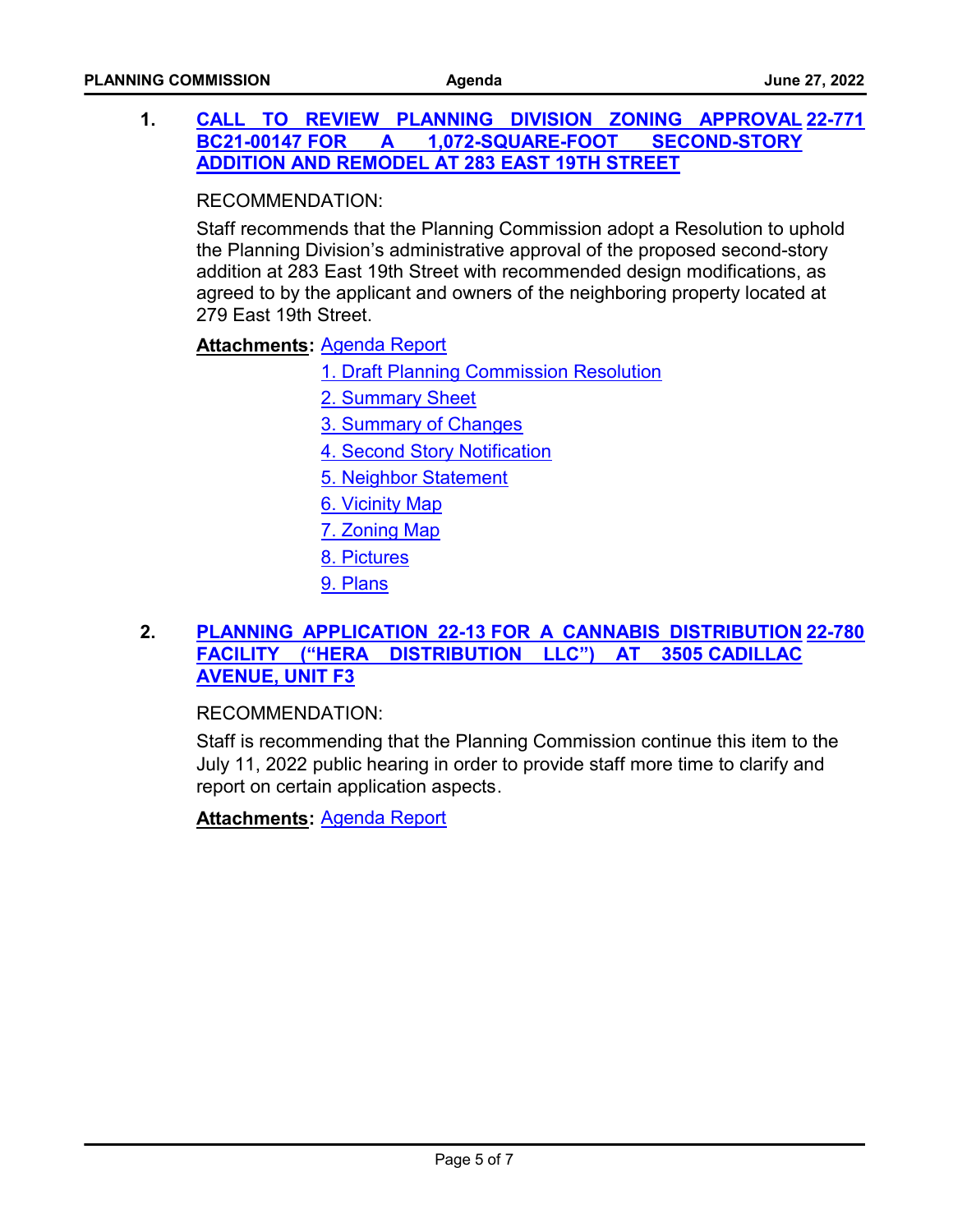**1. CALL TO REVIEW PLANNING DIVISION ZONING APPROVAL BC21-00147 FOR A 1,072-SQUARE-FOOT SECOND-STORY ADDITION AND REMODEL AT 283 EAST 19TH STREET** **22-771**

RECOMMENDATION:

Staff recommends that the Planning Commission adopt a Resolution to uphold the Planning Division's administrative approval of the proposed second-story addition at 283 East 19th Street with recommended design modifications, as agreed to by the applicant and owners of the neighboring property located at 279 East 19th Street.

**Attachments:** Agenda Report

1. Draft Planning Commission Resolution
2. Summary Sheet
3. Summary of Changes
4. Second Story Notification
5. Neighbor Statement
6. Vicinity Map
7. Zoning Map
8. Pictures
9. Plans

**2. PLANNING APPLICATION 22-13 FOR A CANNABIS DISTRIBUTION FACILITY ("HERA DISTRIBUTION LLC") AT 3505 CADILLAC AVENUE, UNIT F3** **22-780**

RECOMMENDATION:

Staff is recommending that the Planning Commission continue this item to the July 11, 2022 public hearing in order to provide staff more time to clarify and report on certain application aspects.

**Attachments:** Agenda Report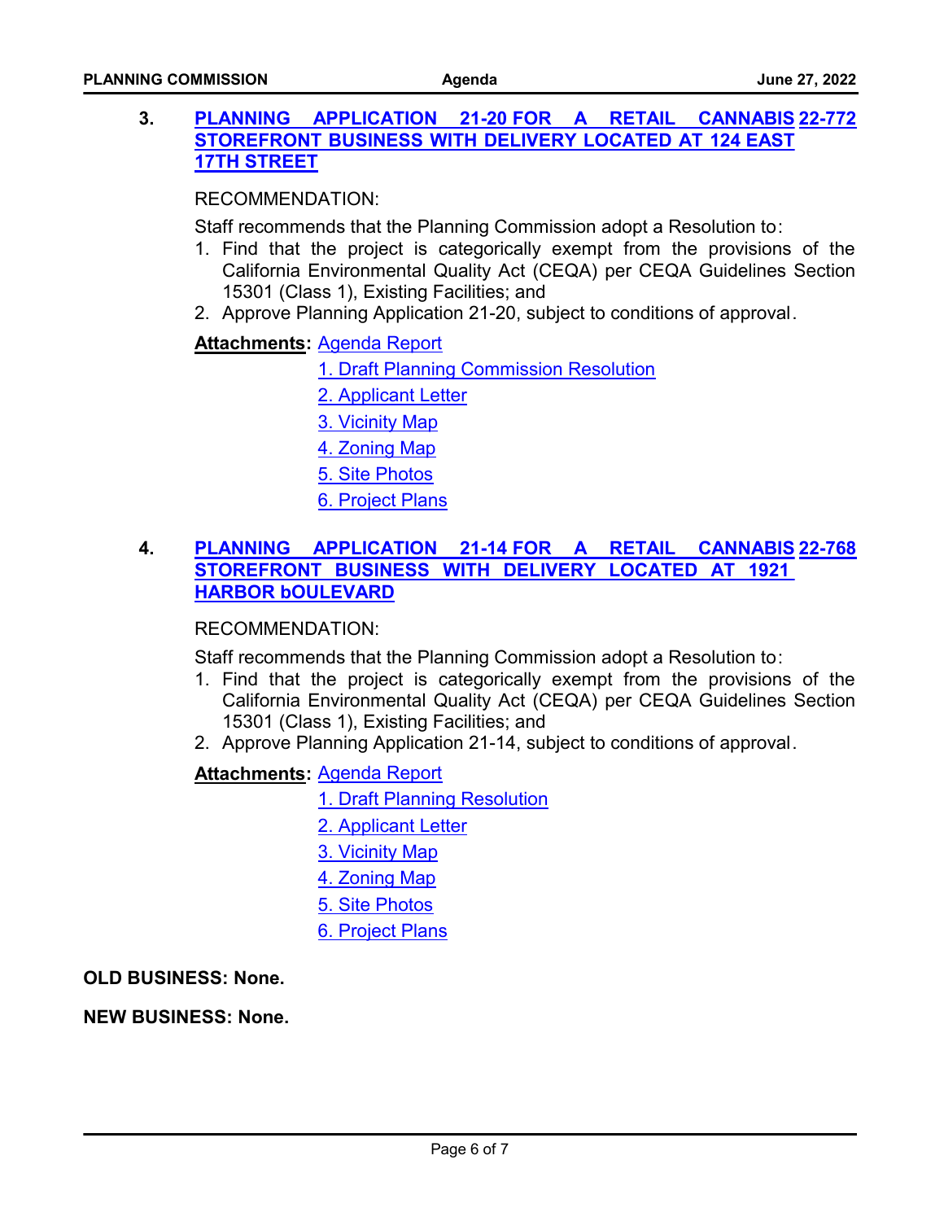**3. PLANNING APPLICATION 21-20 FOR A RETAIL CANNABIS STOREFRONT BUSINESS WITH DELIVERY LOCATED AT 124 EAST 17TH STREET** 22-772

RECOMMENDATION:

Staff recommends that the Planning Commission adopt a Resolution to:

1. Find that the project is categorically exempt from the provisions of the California Environmental Quality Act (CEQA) per CEQA Guidelines Section 15301 (Class 1), Existing Facilities; and
2. Approve Planning Application 21-20, subject to conditions of approval.

**Attachments:** Agenda Report
1. Draft Planning Commission Resolution
2. Applicant Letter
3. Vicinity Map
4. Zoning Map
5. Site Photos
6. Project Plans

**4. PLANNING APPLICATION 21-14 FOR A RETAIL CANNABIS STOREFRONT BUSINESS WITH DELIVERY LOCATED AT 1921 HARBOR bOULEVARD** 22-768

RECOMMENDATION:

Staff recommends that the Planning Commission adopt a Resolution to:

1. Find that the project is categorically exempt from the provisions of the California Environmental Quality Act (CEQA) per CEQA Guidelines Section 15301 (Class 1), Existing Facilities; and
2. Approve Planning Application 21-14, subject to conditions of approval.

**Attachments:** Agenda Report
1. Draft Planning Resolution
2. Applicant Letter
3. Vicinity Map
4. Zoning Map
5. Site Photos
6. Project Plans

**OLD BUSINESS: None.**

**NEW BUSINESS: None.**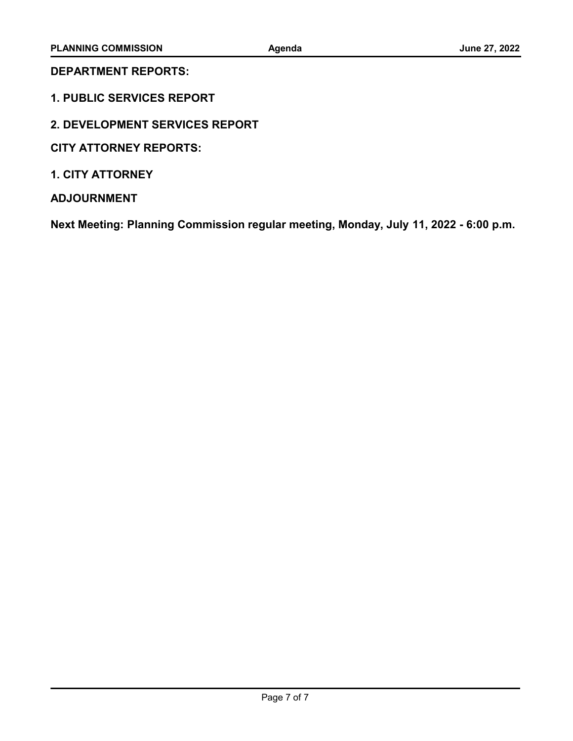**DEPARTMENT REPORTS:**

**1. PUBLIC SERVICES REPORT**

**2. DEVELOPMENT SERVICES REPORT**

**CITY ATTORNEY REPORTS:**

**1. CITY ATTORNEY**

**ADJOURNMENT**

**Next Meeting: Planning Commission regular meeting, Monday, July 11, 2022 - 6:00 p.m.**